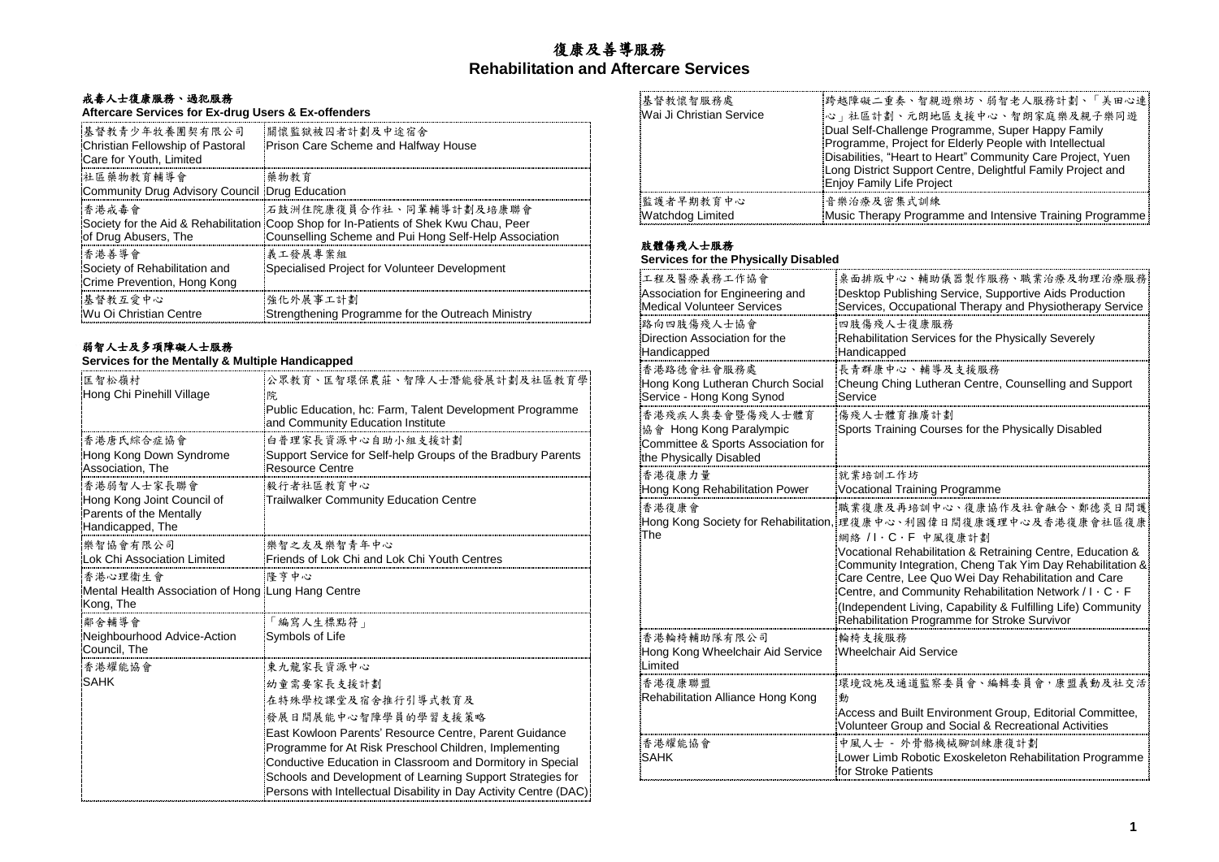# 復康及善導服務
# Rehabilitation and Aftercare Services

### 戒毒人士復康服務、過犯服務
**Aftercare Services for Ex-drug Users & Ex-offenders**

| | |
|---|---|
| 基督教青少年牧養團契有限公司<br>Christian Fellowship of Pastoral Care for Youth, Limited | 關懷監獄被囚者計劃及中途宿舍<br>Prison Care Scheme and Halfway House |
| 社區藥物教育輔導會<br>Community Drug Advisory Council | 藥物教育<br>Drug Education |
| 香港戒毒會<br>Society for the Aid & Rehabilitation of Drug Abusers, The | 石鼓洲住院康復員合作社、同輩輔導計劃及培康聯會<br>Coop Shop for In-Patients of Shek Kwu Chau, Peer Counselling Scheme and Pui Hong Self-Help Association |
| 香港善導會<br>Society of Rehabilitation and Crime Prevention, Hong Kong | 義工發展專案組<br>Specialised Project for Volunteer Development |
| 基督教互愛中心<br>Wu Oi Christian Centre | 強化外展事工計劃<br>Strengthening Programme for the Outreach Ministry |

### 弱智人士及多項障礙人士服務
**Services for the Mentally & Multiple Handicapped**

| | |
|---|---|
| 匡智松嶺村<br>Hong Chi Pinehill Village | 公眾教育、匡智環保農莊、智障人士潛能發展計劃及社區教育學院<br>Public Education, hc: Farm, Talent Development Programme and Community Education Institute |
| 香港唐氏綜合症協會<br>Hong Kong Down Syndrome Association, The | 白普理家長資源中心自助小組支援計劃<br>Support Service for Self-help Groups of the Bradbury Parents Resource Centre |
| 香港弱智人士家長聯會<br>Hong Kong Joint Council of Parents of the Mentally Handicapped, The | 毅行者社區教育中心<br>Trailwalker Community Education Centre |
| 樂智協會有限公司<br>Lok Chi Association Limited | 樂智之友及樂智青年中心<br>Friends of Lok Chi and Lok Chi Youth Centres |
| 香港心理衞生會<br>Mental Health Association of Hong Kong, The | 隆亨中心<br>Lung Hang Centre |
| 鄰舍輔導會<br>Neighbourhood Advice-Action Council, The | 「編寫人生標點符」<br>Symbols of Life |
| 香港耀能協會<br>SAHK | 東九龍家長資源中心<br>幼童需要家長支援計劃<br>在特殊學校課堂及宿舍推行引導式教育及<br>發展日間展能中心智障學員的學習支援策略<br>East Kowloon Parents' Resource Centre, Parent Guidance Programme for At Risk Preschool Children, Implementing Conductive Education in Classroom and Dormitory in Special Schools and Development of Learning Support Strategies for Persons with Intellectual Disability in Day Activity Centre (DAC) |
| 基督教懷智服務處<br>Wai Ji Christian Service | 跨越障礙二重奏、智親遊樂坊、弱智老人服務計劃、「美田心連心」社區計劃、元朗地區支援中心、智朗家庭樂及親子樂同遊<br>Dual Self-Challenge Programme, Super Happy Family Programme, Project for Elderly People with Intellectual Disabilities, "Heart to Heart" Community Care Project, Yuen Long District Support Centre, Delightful Family Project and Enjoy Family Life Project |
| 監護者早期教育中心<br>Watchdog Limited | 音樂治療及密集式訓練<br>Music Therapy Programme and Intensive Training Programme |

### 肢體傷殘人士服務
**Services for the Physically Disabled**

| | |
|---|---|
| 工程及醫療義務工作協會<br>Association for Engineering and Medical Volunteer Services | 桌面排版中心、輔助儀器製作服務、職業治療及物理治療服務<br>Desktop Publishing Service, Supportive Aids Production Services, Occupational Therapy and Physiotherapy Service |
| 路向四肢傷殘人士協會<br>Direction Association for the Handicapped | 四肢傷殘人士復康服務<br>Rehabilitation Services for the Physically Severely Handicapped |
| 香港路德會社會服務處<br>Hong Kong Lutheran Church Social Service - Hong Kong Synod | 長青群康中心、輔導及支援服務<br>Cheung Ching Lutheran Centre, Counselling and Support Service |
| 香港殘疾人奧委會暨傷殘人士體育協會 Hong Kong Paralympic Committee & Sports Association for the Physically Disabled | 傷殘人士體育推廣計劃<br>Sports Training Courses for the Physically Disabled |
| 香港復康力量<br>Hong Kong Rehabilitation Power | 就業培訓工作坊<br>Vocational Training Programme |
| 香港復康會<br>Hong Kong Society for Rehabilitation, The | 職業復康及再培訓中心、復康協作及社會融合、鄭德炎日間護理復康中心、利國偉日間復康護理中心及香港復康會社區復康網絡 / I・C・F 中風復康計劃<br>Vocational Rehabilitation & Retraining Centre, Education & Community Integration, Cheng Tak Yim Day Rehabilitation & Care Centre, Lee Quo Wei Day Rehabilitation and Care Centre, and Community Rehabilitation Network / I・C・F (Independent Living, Capability & Fulfilling Life) Community Rehabilitation Programme for Stroke Survivor |
| 香港輪椅輔助隊有限公司<br>Hong Kong Wheelchair Aid Service Limited | 輪椅支援服務<br>Wheelchair Aid Service |
| 香港復康聯盟<br>Rehabilitation Alliance Hong Kong | 環境設施及通道監察委員會、編輯委員會，康盟義動及社交活動<br>Access and Built Environment Group, Editorial Committee, Volunteer Group and Social & Recreational Activities |
| 香港耀能協會<br>SAHK | 中風人士 - 外骨骼機械腳訓練康復計劃<br>Lower Limb Robotic Exoskeleton Rehabilitation Programme for Stroke Patients |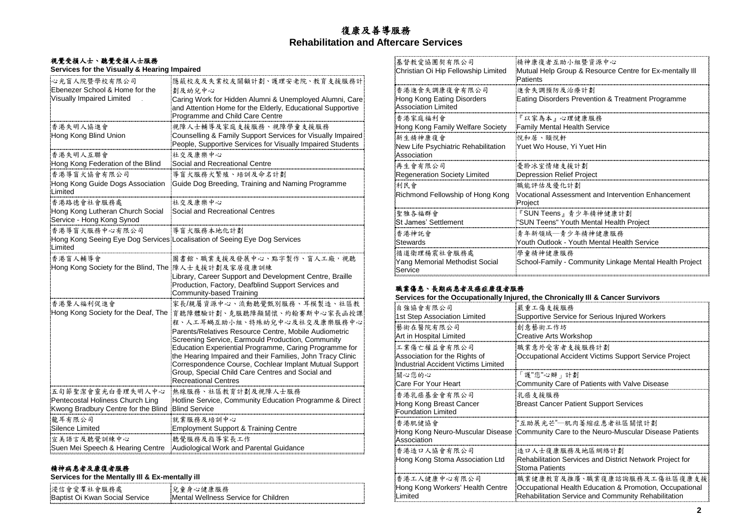# 復康及善導服務
# Rehabilitation and Aftercare Services

## 視覺受損人士、聽覺受損人士服務
**Services for the Visually & Hearing Impaired**

| | |
|---|---|
| 心光盲人院暨學校有限公司<br>Ebenezer School & Home for the Visually Impaired Limited | 隱蔽校友及失業校友關顧計劃、護理安老院、教育支援服務計劃及幼兒中心<br>Caring Work for Hidden Alumni & Unemployed Alumni, Care and Attention Home for the Elderly, Educational Supportive Programme and Child Care Centre |
| 香港失明人協進會<br>Hong Kong Blind Union | 視障人士輔導及家庭支援服務、視障學童支援服務<br>Counselling & Family Support Services for Visually Impaired People, Supportive Services for Visually Impaired Students |
| 香港失明人互聯會<br>Hong Kong Federation of the Blind | 社交及康樂中心<br>Social and Recreational Centre |
| 香港導盲犬協會有限公司<br>Hong Kong Guide Dogs Association Limited | 導盲犬服務犬繁殖、培訓及命名計劃<br>Guide Dog Breeding, Training and Naming Programme |
| 香港路德會社會服務處<br>Hong Kong Lutheran Church Social Service - Hong Kong Synod | 社交及康樂中心<br>Social and Recreational Centres |
| 香港導盲犬服務中心有限公司<br>Hong Kong Seeing Eye Dog Services Limited | 導盲犬服務本地化計劃<br>Localisation of Seeing Eye Dog Services |
| 香港盲人輔導會<br>Hong Kong Society for the Blind, The | 圖書館、職業支援及發展中心、點字製作、盲人工廠，視聽障人士支援計劃及家居復康訓練<br>Library, Career Support and Development Centre, Braille Production, Factory, Deafblind Support Services and Community-based Training |
| 香港聾人福利促進會<br>Hong Kong Society for the Deaf, The | 家長/親屬資源中心、流動聽覺甄別服務、耳模製造、社區教育聽障體驗計劃、克服聽障顯關懷、約翰賽斯中心家長函授課程、人工耳蝸互助小組、特殊幼兒中心及社交及康樂服務中心<br>Parents/Relatives Resource Centre, Mobile Audiometric Screening Service, Earmould Production, Community Education Experiential Programme, Caring Programme for the Hearing Impaired and their Families, John Tracy Clinic Correspondence Course, Cochlear Implant Mutual Support Group, Special Child Care Centres and Social and Recreational Centres |
| 五旬節聖潔會靈光白普理失明人中心<br>Pentecostal Holiness Church Ling Kwong Bradbury Centre for the Blind | 熱線服務、社區教育計劃及視障人士服務<br>Hotline Service, Community Education Programme & Direct Blind Service |
| 寵耳有限公司<br>Silence Limited | 就業服務及培訓中心<br>Employment Support & Training Centre |
| 宣美語言及聽覺訓練中心<br>Suen Mei Speech & Hearing Centre | 聽覺服務及指導家長工作<br>Audiological Work and Parental Guidance |

## 精神病患者及康復者服務
**Services for the Mentally Ill & Ex-mentally ill**

| | |
|---|---|
| 浸信會愛羣社會服務處<br>Baptist Oi Kwan Social Service | 兒童身心健康服務<br>Mental Wellness Service for Children |
| 基督教愛協團契有限公司<br>Christian Oi Hip Fellowship Limited | 精神康復者互助小組暨資源中心<br>Mutual Help Group & Resource Centre for Ex-mentally Ill Patients |
| 香港進食失調康復會有限公司<br>Hong Kong Eating Disorders Association Limited | 進食失調預防及治療計劃<br>Eating Disorders Prevention & Treatment Programme |
| 香港家庭福利會<br>Hong Kong Family Welfare Society | 『以家為本』心理健康服務<br>Family Mental Health Service |
| 新生精神康復會<br>New Life Psychiatric Rehabilitation Association | 悅和居、頤悅軒<br>Yuet Wo House, Yi Yuet Hin |
| 再生會有限公司<br>Regeneration Society Limited | 憂昤冰室情緒支援計劃<br>Depression Relief Project |
| 利民會<br>Richmond Fellowship of Hong Kong | 職能評估及優化計劃<br>Vocational Assessment and Intervention Enhancement Project |
| 聖雅各福群會<br>St James' Settlement | 『SUN Teens』青少年精神健康計劃<br>"SUN Teens" Youth Mental Health Project |
| 香港神託會<br>Stewards | 青年新領域—青少年精神健康服務<br>Youth Outlook - Youth Mental Health Service |
| 循道衛理楊震社會服務處<br>Yang Memorial Methodist Social Service | 學童精神健康服務<br>School-Family - Community Linkage Mental Health Project |

## 職業傷患、長期病患者及癌症康復者服務
**Services for the Occupationally Injured, the Chronically Ill & Cancer Survivors**

| | |
|---|---|
| 自強協會有限公司<br>1st Step Association Limited | 嚴重工傷支援服務<br>Supportive Service for Serious Injured Workers |
| 藝術在醫院有限公司<br>Art in Hospital Limited | 創意藝術工作坊<br>Creative Arts Workshop |
| 工業傷亡權益會有限公司<br>Association for the Rights of Industrial Accident Victims Limited | 職業意外受害者支援服務計劃<br>Occupational Accident Victims Support Service Project |
| 關心您的心<br>Care For Your Heart | 「護"您"心瓣」計劃<br>Community Care of Patients with Valve Disease |
| 香港乳癌基金會有限公司<br>Hong Kong Breast Cancer Foundation Limited | 乳癌支援服務<br>Breast Cancer Patient Support Services |
| 香港肌健協會<br>Hong Kong Neuro-Muscular Disease Association | "互助展光芒"—肌肉萎縮症患者社區關懷計劃<br>Community Care to the Neuro-Muscular Disease Patients |
| 香港造口人協會有限公司<br>Hong Kong Stoma Association Ltd | 造口人士復康服務及地區網絡計劃<br>Rehabilitation Services and District Network Project for Stoma Patients |
| 香港工人健康中心有限公司<br>Hong Kong Workers' Health Centre Limited | 職業健康教育及推廣、職業復康諮詢服務及工傷社區復康支援<br>Occupational Health Education & Promotion, Occupational Rehabilitation Service and Community Rehabilitation |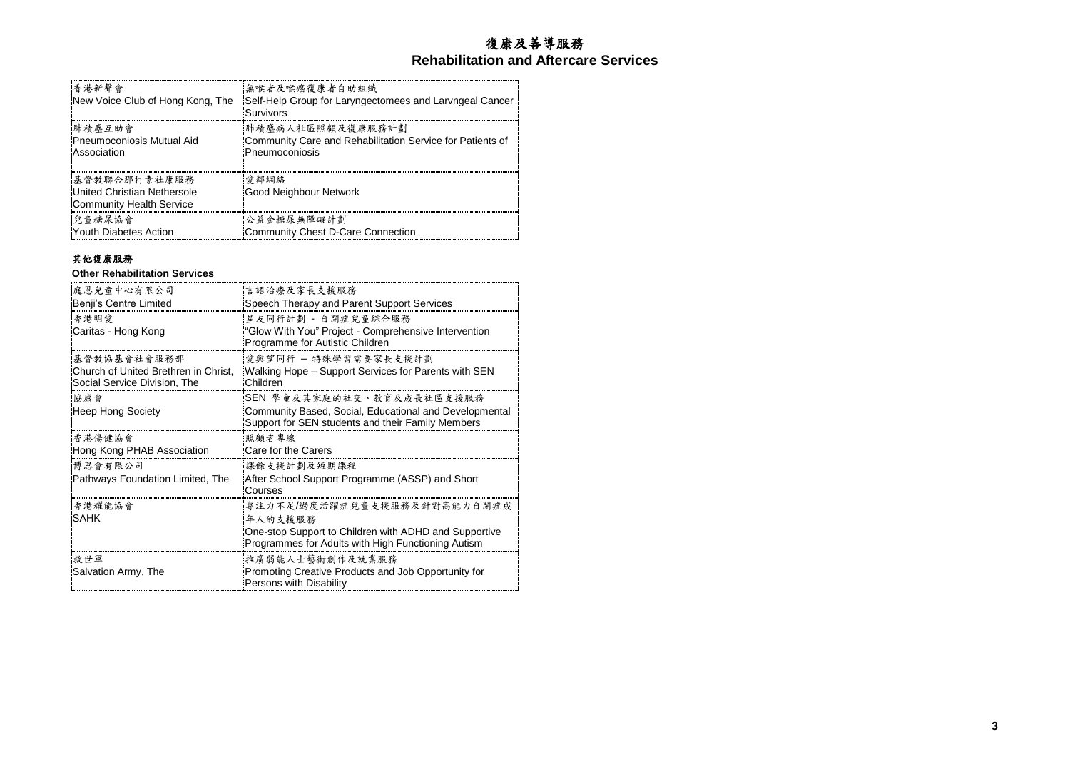# 復康及善導服務
# Rehabilitation and Aftercare Services

| | |
|---|---|
| 香港新聲會<br>New Voice Club of Hong Kong, The | 無喉者及喉癌復康者自助組織<br>Self-Help Group for Laryngectomees and Larvngeal Cancer Survivors |
| 肺積塵互助會<br>Pneumoconiosis Mutual Aid Association | 肺積塵病人社區照顧及復康服務計劃<br>Community Care and Rehabilitation Service for Patients of Pneumoconiosis |
| 基督教聯合那打素社康服務<br>United Christian Nethersole Community Health Service | 愛鄰網絡<br>Good Neighbour Network |
| 兒童糖尿協會<br>Youth Diabetes Action | 公益金糖尿無障礙計劃<br>Community Chest D-Care Connection |

## 其他復康服務

### Other Rehabilitation Services

| | |
|---|---|
| 庭恩兒童中心有限公司<br>Benji's Centre Limited | 言語治療及家長支援服務<br>Speech Therapy and Parent Support Services |
| 香港明愛<br>Caritas - Hong Kong | 星友同行計劃 - 自閉症兒童綜合服務<br>"Glow With You" Project - Comprehensive Intervention Programme for Autistic Children |
| 基督教協基會社會服務部<br>Church of United Brethren in Christ, Social Service Division, The | 愛與望同行 – 特殊學習需要家長支援計劃<br>Walking Hope – Support Services for Parents with SEN Children |
| 協康會<br>Heep Hong Society | SEN 學童及其家庭的社交、教育及成長社區支援服務<br>Community Based, Social, Educational and Developmental Support for SEN students and their Family Members |
| 香港傷健協會<br>Hong Kong PHAB Association | 照顧者專線<br>Care for the Carers |
| 博思會有限公司<br>Pathways Foundation Limited, The | 課餘支援計劃及短期課程<br>After School Support Programme (ASSP) and Short Courses |
| 香港耀能協會<br>SAHK | 專注力不足/過度活躍症兒童支援服務及針對高能力自閉症成年人的支援服務<br>One-stop Support to Children with ADHD and Supportive Programmes for Adults with High Functioning Autism |
| 救世軍<br>Salvation Army, The | 推廣弱能人士藝術創作及就業服務<br>Promoting Creative Products and Job Opportunity for Persons with Disability |